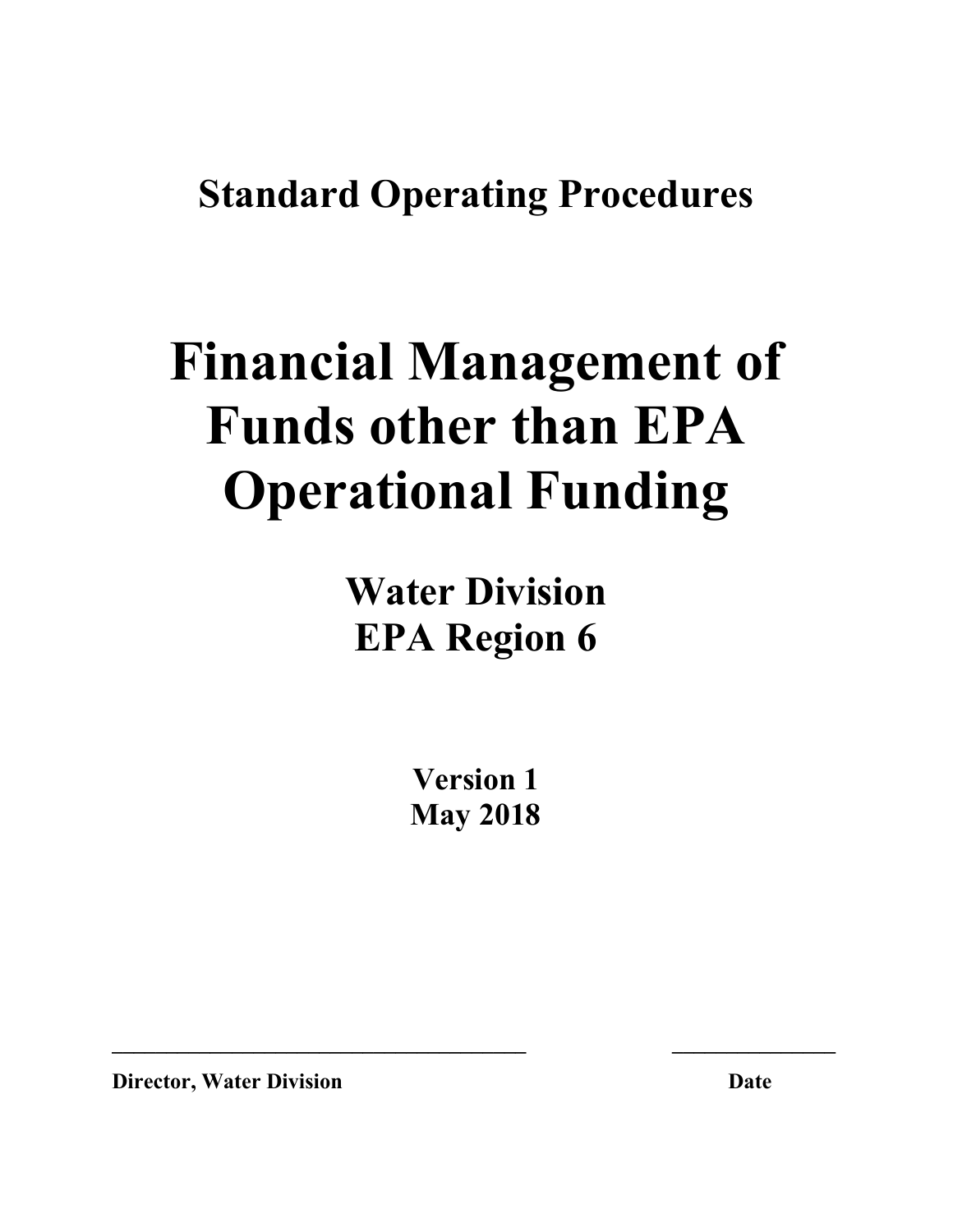**Standard Operating Procedures**

# Financial Management of Funds other than EPA Operational Funding

## Water Division
## EPA Region 6

**Version 1**
**May 2018**

\_\_\_\_\_\_\_\_\_\_\_\_\_\_\_\_\_\_\_\_\_\_\_\_\_\_\_\_\_\_\_\_\_\_\_\_ \_\_\_\_\_\_\_\_\_\_\_\_\_\_\_

**Director, Water Division** **Date**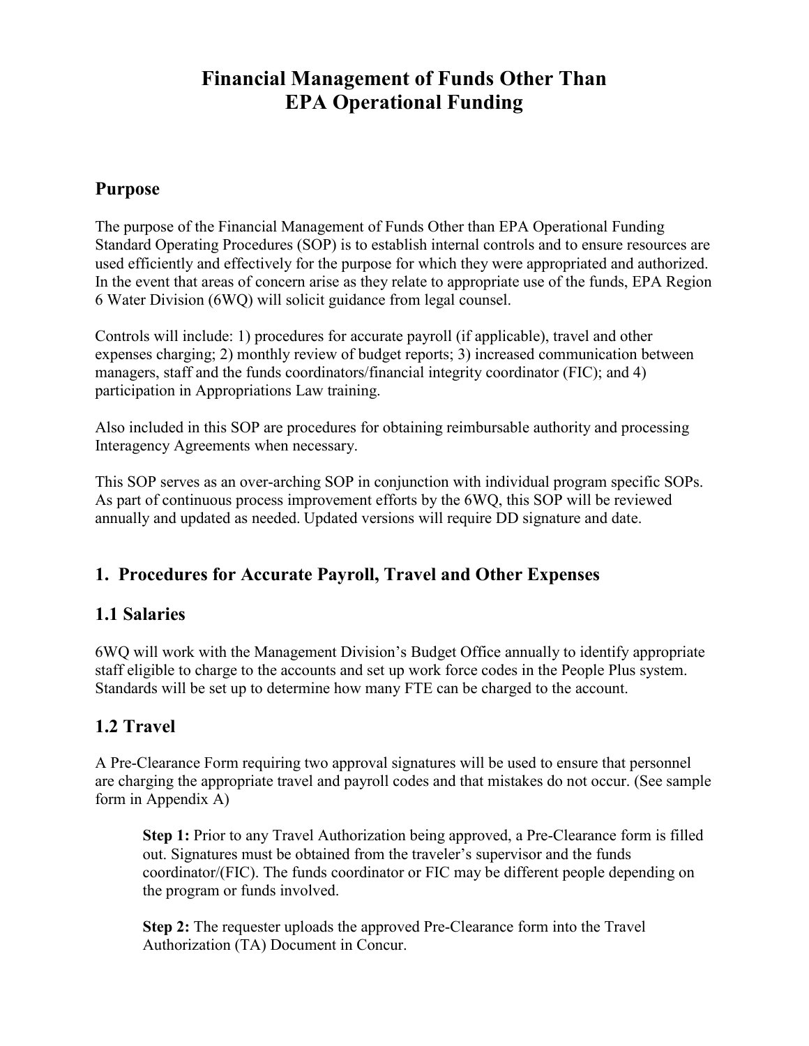# Financial Management of Funds Other Than EPA Operational Funding

## Purpose

The purpose of the Financial Management of Funds Other than EPA Operational Funding Standard Operating Procedures (SOP) is to establish internal controls and to ensure resources are used efficiently and effectively for the purpose for which they were appropriated and authorized. In the event that areas of concern arise as they relate to appropriate use of the funds, EPA Region 6 Water Division (6WQ) will solicit guidance from legal counsel.

Controls will include: 1) procedures for accurate payroll (if applicable), travel and other expenses charging; 2) monthly review of budget reports; 3) increased communication between managers, staff and the funds coordinators/financial integrity coordinator (FIC); and 4) participation in Appropriations Law training.

Also included in this SOP are procedures for obtaining reimbursable authority and processing Interagency Agreements when necessary.

This SOP serves as an over-arching SOP in conjunction with individual program specific SOPs. As part of continuous process improvement efforts by the 6WQ, this SOP will be reviewed annually and updated as needed. Updated versions will require DD signature and date.

## 1. Procedures for Accurate Payroll, Travel and Other Expenses

### 1.1 Salaries

6WQ will work with the Management Division's Budget Office annually to identify appropriate staff eligible to charge to the accounts and set up work force codes in the People Plus system. Standards will be set up to determine how many FTE can be charged to the account.

### 1.2 Travel

A Pre-Clearance Form requiring two approval signatures will be used to ensure that personnel are charging the appropriate travel and payroll codes and that mistakes do not occur. (See sample form in Appendix A)

> **Step 1:** Prior to any Travel Authorization being approved, a Pre-Clearance form is filled out. Signatures must be obtained from the traveler's supervisor and the funds coordinator/(FIC). The funds coordinator or FIC may be different people depending on the program or funds involved.
>
> **Step 2:** The requester uploads the approved Pre-Clearance form into the Travel Authorization (TA) Document in Concur.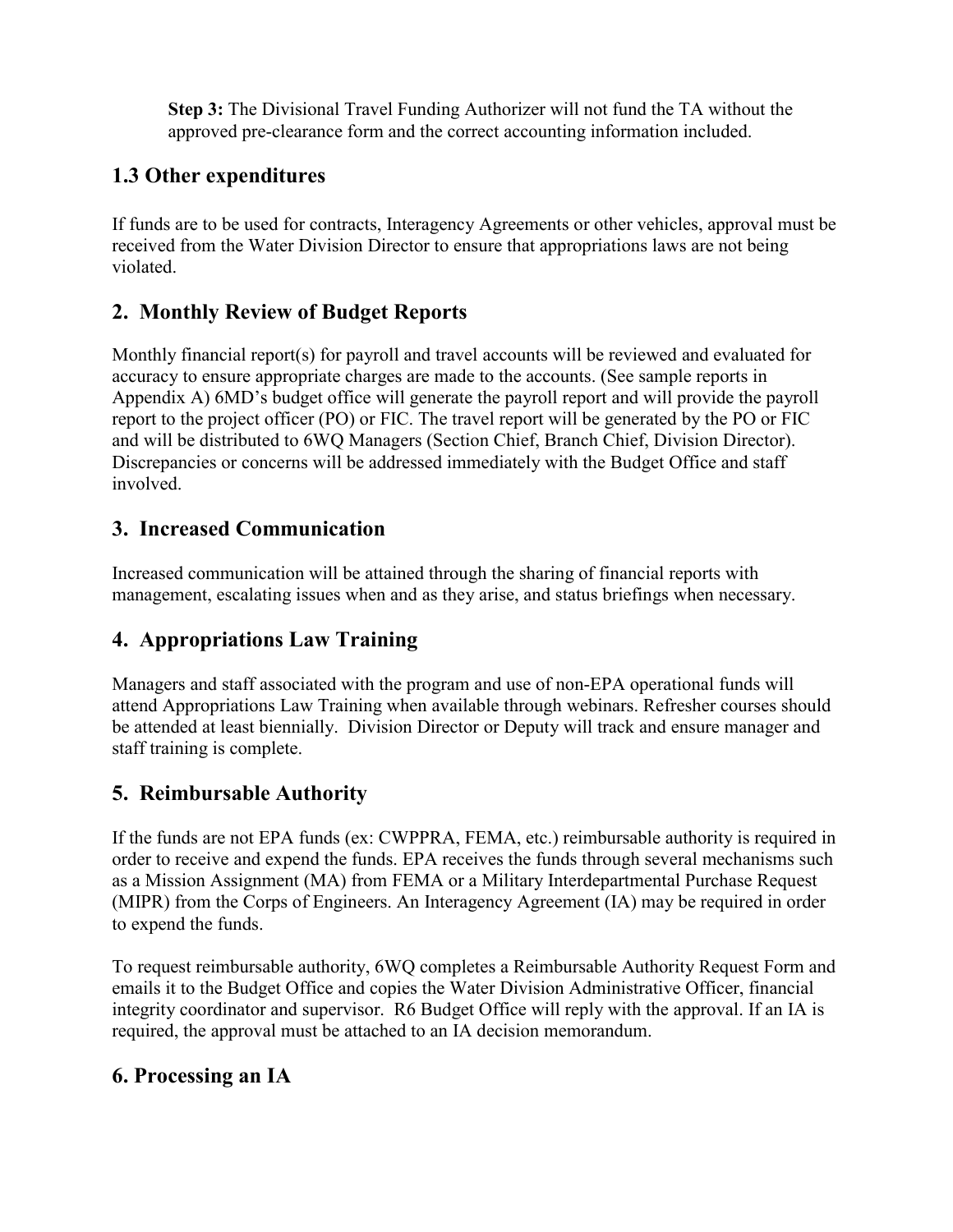**Step 3:** The Divisional Travel Funding Authorizer will not fund the TA without the approved pre-clearance form and the correct accounting information included.

## 1.3 Other expenditures

If funds are to be used for contracts, Interagency Agreements or other vehicles, approval must be received from the Water Division Director to ensure that appropriations laws are not being violated.

## 2. Monthly Review of Budget Reports

Monthly financial report(s) for payroll and travel accounts will be reviewed and evaluated for accuracy to ensure appropriate charges are made to the accounts. (See sample reports in Appendix A) 6MD's budget office will generate the payroll report and will provide the payroll report to the project officer (PO) or FIC. The travel report will be generated by the PO or FIC and will be distributed to 6WQ Managers (Section Chief, Branch Chief, Division Director). Discrepancies or concerns will be addressed immediately with the Budget Office and staff involved.

## 3. Increased Communication

Increased communication will be attained through the sharing of financial reports with management, escalating issues when and as they arise, and status briefings when necessary.

## 4. Appropriations Law Training

Managers and staff associated with the program and use of non-EPA operational funds will attend Appropriations Law Training when available through webinars. Refresher courses should be attended at least biennially. Division Director or Deputy will track and ensure manager and staff training is complete.

## 5. Reimbursable Authority

If the funds are not EPA funds (ex: CWPPRA, FEMA, etc.) reimbursable authority is required in order to receive and expend the funds. EPA receives the funds through several mechanisms such as a Mission Assignment (MA) from FEMA or a Military Interdepartmental Purchase Request (MIPR) from the Corps of Engineers. An Interagency Agreement (IA) may be required in order to expend the funds.

To request reimbursable authority, 6WQ completes a Reimbursable Authority Request Form and emails it to the Budget Office and copies the Water Division Administrative Officer, financial integrity coordinator and supervisor. R6 Budget Office will reply with the approval. If an IA is required, the approval must be attached to an IA decision memorandum.

## 6. Processing an IA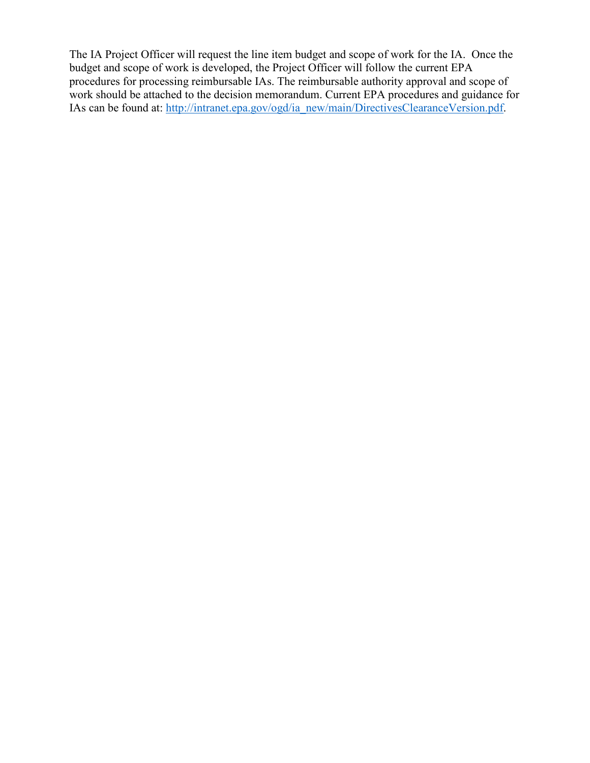The IA Project Officer will request the line item budget and scope of work for the IA. Once the budget and scope of work is developed, the Project Officer will follow the current EPA procedures for processing reimbursable IAs. The reimbursable authority approval and scope of work should be attached to the decision memorandum. Current EPA procedures and guidance for IAs can be found at: [http://intranet.epa.gov/ogd/ia_new/main/DirectivesClearanceVersion.pdf](http://intranet.epa.gov/ogd/ia_new/main/DirectivesClearanceVersion.pdf).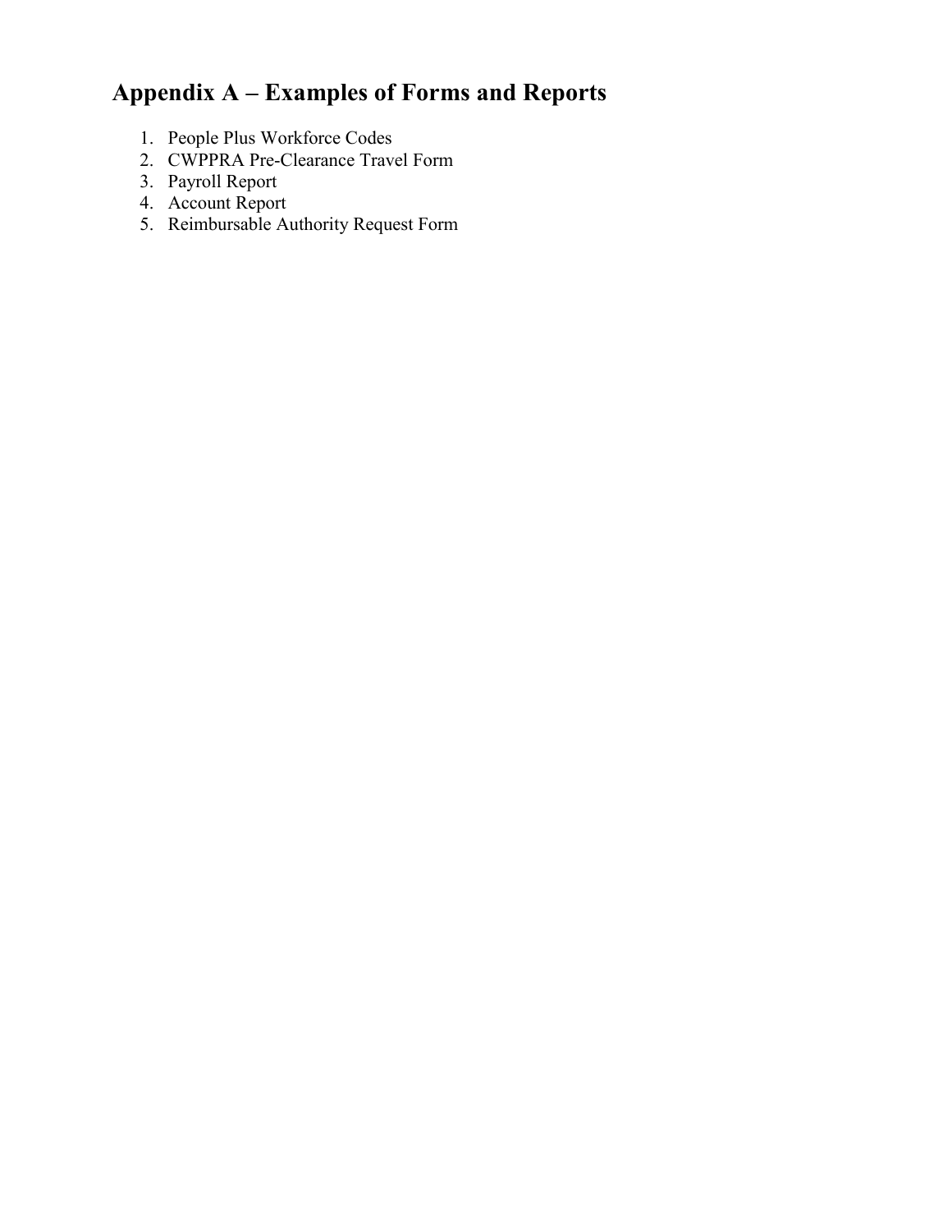## Appendix A – Examples of Forms and Reports

1. People Plus Workforce Codes
2. CWPPRA Pre-Clearance Travel Form
3. Payroll Report
4. Account Report
5. Reimbursable Authority Request Form